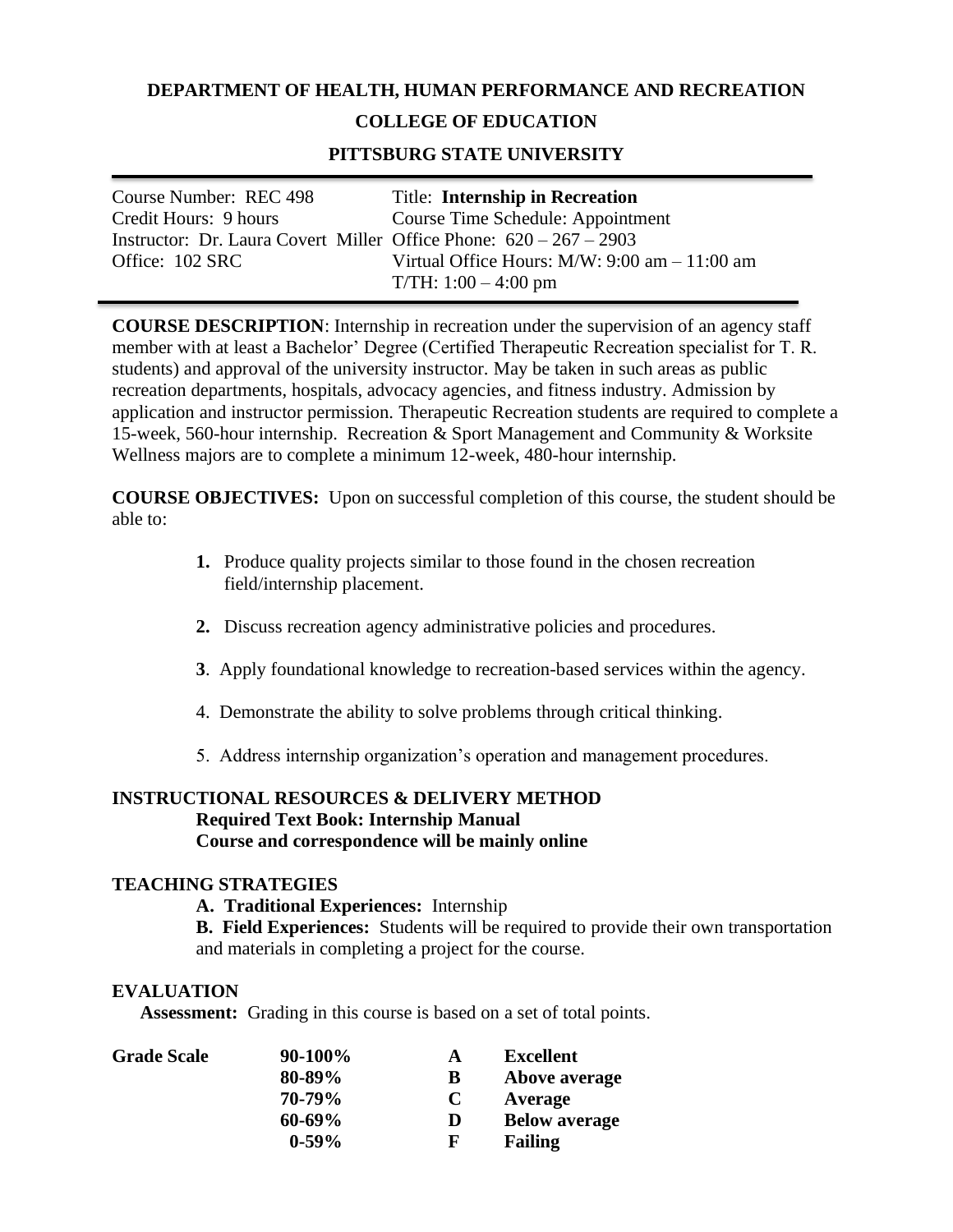# DEPARTMENT OF HEALTH, HUMAN PERFORMANCE AND RECREATION

## COLLEGE OF EDUCATION

## PITTSBURG STATE UNIVERSITY

| | |
|---|---|
| Course Number: REC 498 | Title: **Internship in Recreation** |
| Credit Hours: 9 hours | Course Time Schedule: Appointment |
| Instructor: Dr. Laura Covert Miller | Office Phone: 620 – 267 – 2903 |
| Office: 102 SRC | Virtual Office Hours: M/W: 9:00 am – 11:00 am<br>T/TH: 1:00 – 4:00 pm |

**COURSE DESCRIPTION**: Internship in recreation under the supervision of an agency staff member with at least a Bachelor' Degree (Certified Therapeutic Recreation specialist for T. R. students) and approval of the university instructor. May be taken in such areas as public recreation departments, hospitals, advocacy agencies, and fitness industry. Admission by application and instructor permission. Therapeutic Recreation students are required to complete a 15-week, 560-hour internship. Recreation & Sport Management and Community & Worksite Wellness majors are to complete a minimum 12-week, 480-hour internship.

**COURSE OBJECTIVES:** Upon on successful completion of this course, the student should be able to:

1. Produce quality projects similar to those found in the chosen recreation field/internship placement.
2. Discuss recreation agency administrative policies and procedures.
3. Apply foundational knowledge to recreation-based services within the agency.
4. Demonstrate the ability to solve problems through critical thinking.
5. Address internship organization's operation and management procedures.

## INSTRUCTIONAL RESOURCES & DELIVERY METHOD

**Required Text Book: Internship Manual**
**Course and correspondence will be mainly online**

## TEACHING STRATEGIES

**A. Traditional Experiences:** Internship

**B. Field Experiences:** Students will be required to provide their own transportation and materials in completing a project for the course.

## EVALUATION

**Assessment:** Grading in this course is based on a set of total points.

| Grade Scale | | | |
|---|---|---|---|
| | **90-100%** | **A** | **Excellent** |
| | **80-89%** | **B** | **Above average** |
| | **70-79%** | **C** | **Average** |
| | **60-69%** | **D** | **Below average** |
| | **0-59%** | **F** | **Failing** |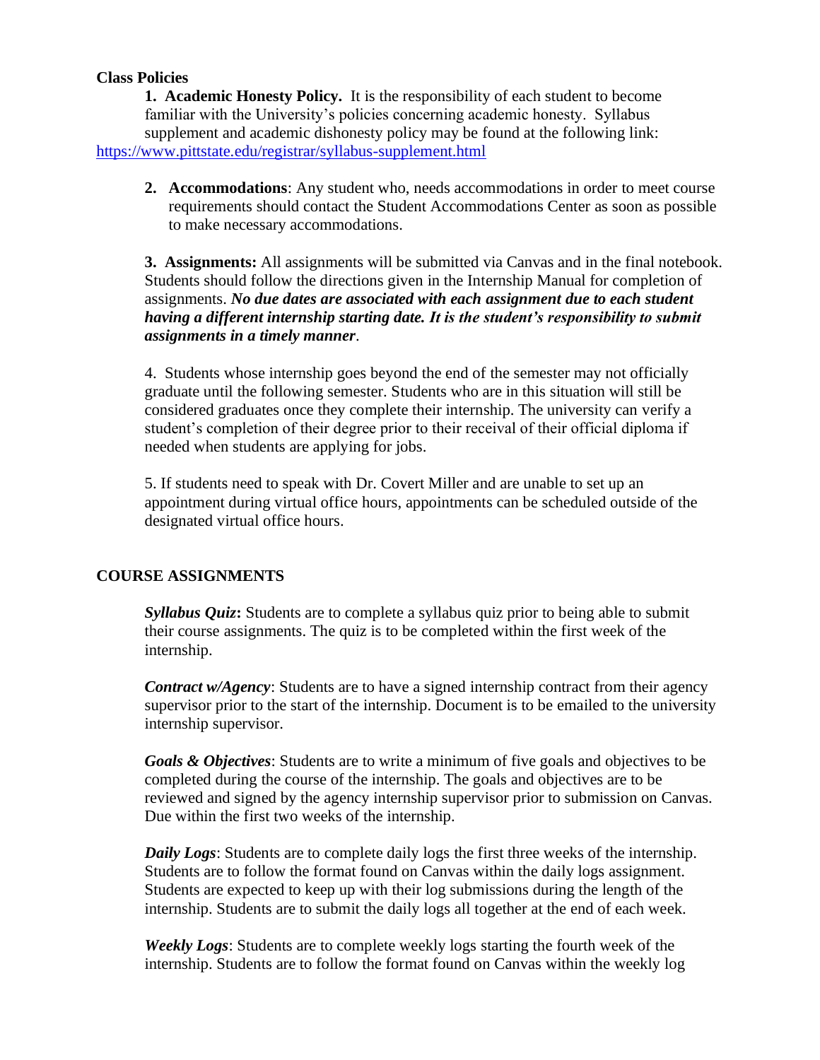**Class Policies**

1. **Academic Honesty Policy.** It is the responsibility of each student to become familiar with the University's policies concerning academic honesty. Syllabus supplement and academic dishonesty policy may be found at the following link: https://www.pittstate.edu/registrar/syllabus-supplement.html

2. **Accommodations**: Any student who, needs accommodations in order to meet course requirements should contact the Student Accommodations Center as soon as possible to make necessary accommodations.

3. **Assignments:** All assignments will be submitted via Canvas and in the final notebook. Students should follow the directions given in the Internship Manual for completion of assignments. ***No due dates are associated with each assignment due to each student having a different internship starting date. It is the student's responsibility to submit assignments in a timely manner***.

4. Students whose internship goes beyond the end of the semester may not officially graduate until the following semester. Students who are in this situation will still be considered graduates once they complete their internship. The university can verify a student's completion of their degree prior to their receival of their official diploma if needed when students are applying for jobs.

5. If students need to speak with Dr. Covert Miller and are unable to set up an appointment during virtual office hours, appointments can be scheduled outside of the designated virtual office hours.

**COURSE ASSIGNMENTS**

***Syllabus Quiz*:** Students are to complete a syllabus quiz prior to being able to submit their course assignments. The quiz is to be completed within the first week of the internship.

***Contract w/Agency***: Students are to have a signed internship contract from their agency supervisor prior to the start of the internship. Document is to be emailed to the university internship supervisor.

***Goals & Objectives***: Students are to write a minimum of five goals and objectives to be completed during the course of the internship. The goals and objectives are to be reviewed and signed by the agency internship supervisor prior to submission on Canvas. Due within the first two weeks of the internship.

***Daily Logs***: Students are to complete daily logs the first three weeks of the internship. Students are to follow the format found on Canvas within the daily logs assignment. Students are expected to keep up with their log submissions during the length of the internship. Students are to submit the daily logs all together at the end of each week.

***Weekly Logs***: Students are to complete weekly logs starting the fourth week of the internship. Students are to follow the format found on Canvas within the weekly log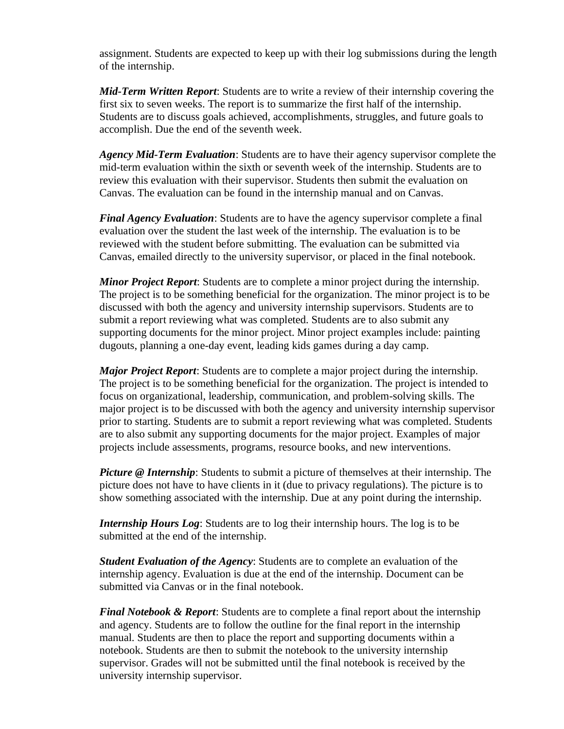assignment. Students are expected to keep up with their log submissions during the length of the internship.

***Mid-Term Written Report***: Students are to write a review of their internship covering the first six to seven weeks. The report is to summarize the first half of the internship. Students are to discuss goals achieved, accomplishments, struggles, and future goals to accomplish. Due the end of the seventh week.

***Agency Mid-Term Evaluation***: Students are to have their agency supervisor complete the mid-term evaluation within the sixth or seventh week of the internship. Students are to review this evaluation with their supervisor. Students then submit the evaluation on Canvas. The evaluation can be found in the internship manual and on Canvas.

***Final Agency Evaluation***: Students are to have the agency supervisor complete a final evaluation over the student the last week of the internship. The evaluation is to be reviewed with the student before submitting. The evaluation can be submitted via Canvas, emailed directly to the university supervisor, or placed in the final notebook.

***Minor Project Report***: Students are to complete a minor project during the internship. The project is to be something beneficial for the organization. The minor project is to be discussed with both the agency and university internship supervisors. Students are to submit a report reviewing what was completed. Students are to also submit any supporting documents for the minor project. Minor project examples include: painting dugouts, planning a one-day event, leading kids games during a day camp.

***Major Project Report***: Students are to complete a major project during the internship. The project is to be something beneficial for the organization. The project is intended to focus on organizational, leadership, communication, and problem-solving skills. The major project is to be discussed with both the agency and university internship supervisor prior to starting. Students are to submit a report reviewing what was completed. Students are to also submit any supporting documents for the major project. Examples of major projects include assessments, programs, resource books, and new interventions.

***Picture @ Internship***: Students to submit a picture of themselves at their internship. The picture does not have to have clients in it (due to privacy regulations). The picture is to show something associated with the internship. Due at any point during the internship.

***Internship Hours Log***: Students are to log their internship hours. The log is to be submitted at the end of the internship.

***Student Evaluation of the Agency***: Students are to complete an evaluation of the internship agency. Evaluation is due at the end of the internship. Document can be submitted via Canvas or in the final notebook.

***Final Notebook & Report***: Students are to complete a final report about the internship and agency. Students are to follow the outline for the final report in the internship manual. Students are then to place the report and supporting documents within a notebook. Students are then to submit the notebook to the university internship supervisor. Grades will not be submitted until the final notebook is received by the university internship supervisor.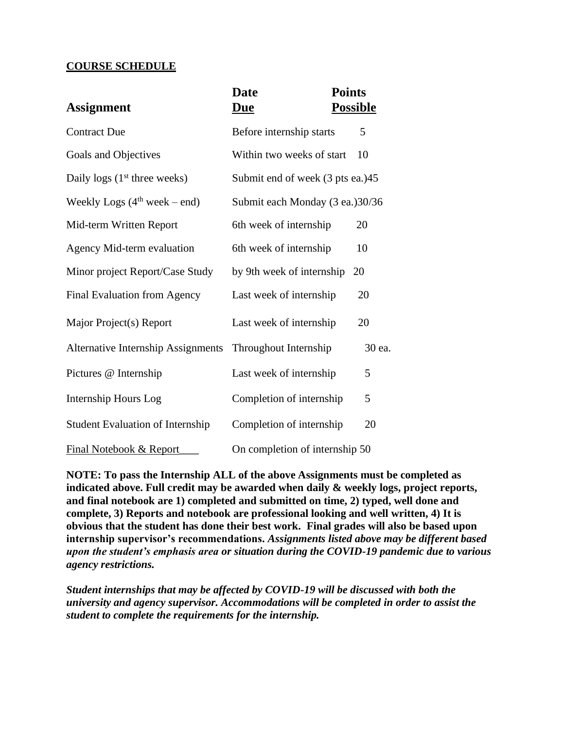**COURSE SCHEDULE**

| Assignment | Date Due | Points Possible |
|---|---|---|
| Contract Due | Before internship starts | 5 |
| Goals and Objectives | Within two weeks of start | 10 |
| Daily logs (1st three weeks) | Submit end of week (3 pts ea.) | 45 |
| Weekly Logs (4th week – end) | Submit each Monday (3 ea.) | 30/36 |
| Mid-term Written Report | 6th week of internship | 20 |
| Agency Mid-term evaluation | 6th week of internship | 10 |
| Minor project Report/Case Study | by 9th week of internship | 20 |
| Final Evaluation from Agency | Last week of internship | 20 |
| Major Project(s) Report | Last week of internship | 20 |
| Alternative Internship Assignments | Throughout Internship | 30 ea. |
| Pictures @ Internship | Last week of internship | 5 |
| Internship Hours Log | Completion of internship | 5 |
| Student Evaluation of Internship | Completion of internship | 20 |
| Final Notebook & Report | On completion of internship | 50 |

**NOTE: To pass the Internship ALL of the above Assignments must be completed as indicated above. Full credit may be awarded when daily & weekly logs, project reports, and final notebook are 1) completed and submitted on time, 2) typed, well done and complete, 3) Reports and notebook are professional looking and well written, 4) It is obvious that the student has done their best work. Final grades will also be based upon internship supervisor's recommendations.** ***Assignments listed above may be different based upon the student's emphasis area or situation during the COVID-19 pandemic due to various agency restrictions.***

***Student internships that may be affected by COVID-19 will be discussed with both the university and agency supervisor. Accommodations will be completed in order to assist the student to complete the requirements for the internship.***